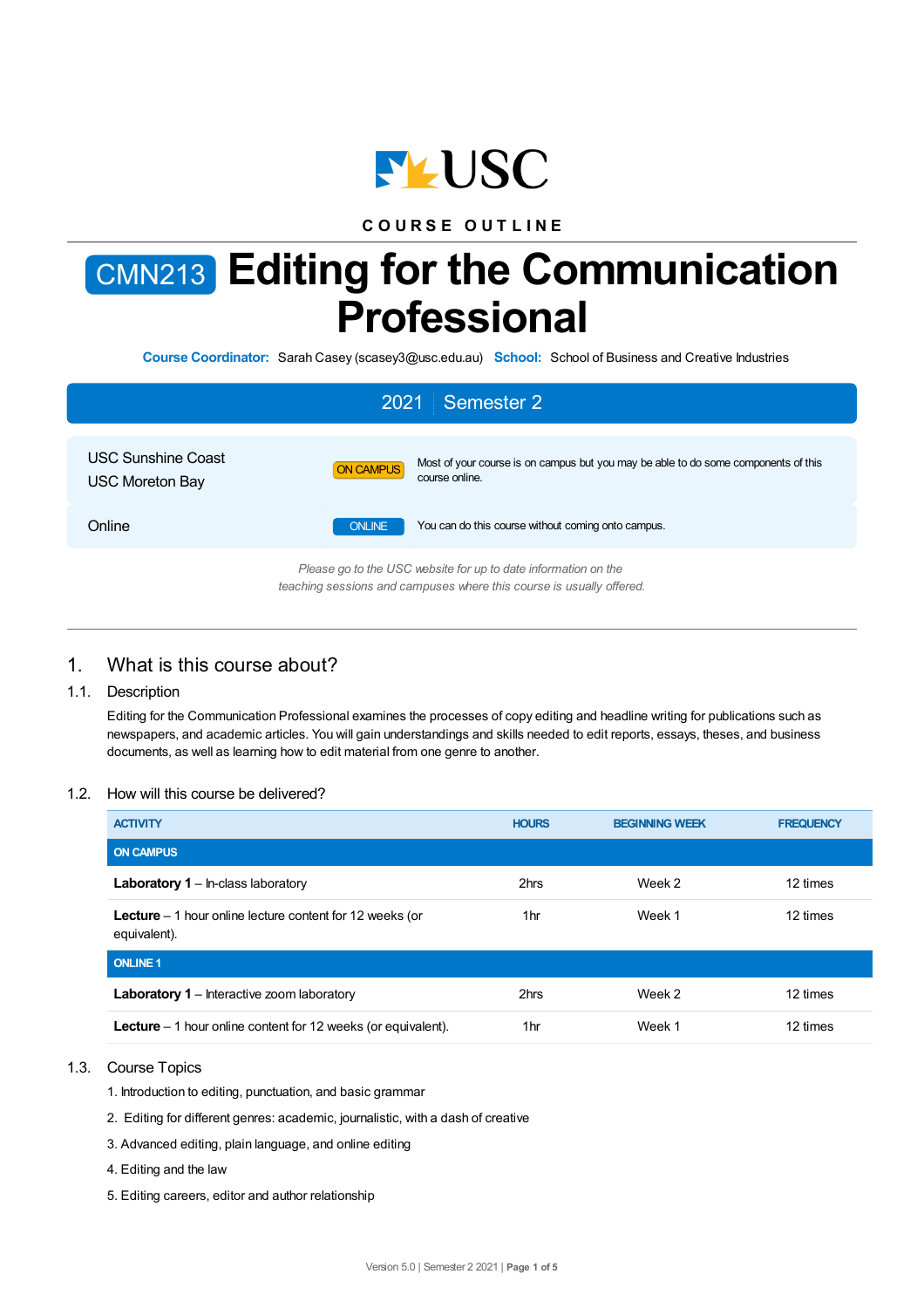COURSE OUTLINE

# CMN213 Editing for the Communication Professional

**Course Coordinator:** Sarah Casey (scasey3@usc.edu.au) **School:** School of Business and Creative Industries

## 2021 | Semester 2

| | | |
|---|---|---|
| USC Sunshine Coast<br>USC Moreton Bay | ON CAMPUS | Most of your course is on campus but you may be able to do some components of this course online. |
| Online | ONLINE | You can do this course without coming onto campus. |

*Please go to the USC website for up to date information on the teaching sessions and campuses where this course is usually offered.*

## 1. What is this course about?

### 1.1. Description

Editing for the Communication Professional examines the processes of copy editing and headline writing for publications such as newspapers, and academic articles. You will gain understandings and skills needed to edit reports, essays, theses, and business documents, as well as learning how to edit material from one genre to another.

### 1.2. How will this course be delivered?

| ACTIVITY | HOURS | BEGINNING WEEK | FREQUENCY |
|---|---|---|---|
| **ON CAMPUS** | | | |
| **Laboratory 1** – In-class laboratory | 2hrs | Week 2 | 12 times |
| **Lecture** – 1 hour online lecture content for 12 weeks (or equivalent). | 1hr | Week 1 | 12 times |
| **ONLINE 1** | | | |
| **Laboratory 1** – Interactive zoom laboratory | 2hrs | Week 2 | 12 times |
| **Lecture** – 1 hour online content for 12 weeks (or equivalent). | 1hr | Week 1 | 12 times |

### 1.3. Course Topics

1. Introduction to editing, punctuation, and basic grammar
2. Editing for different genres: academic, journalistic, with a dash of creative
3. Advanced editing, plain language, and online editing
4. Editing and the law
5. Editing careers, editor and author relationship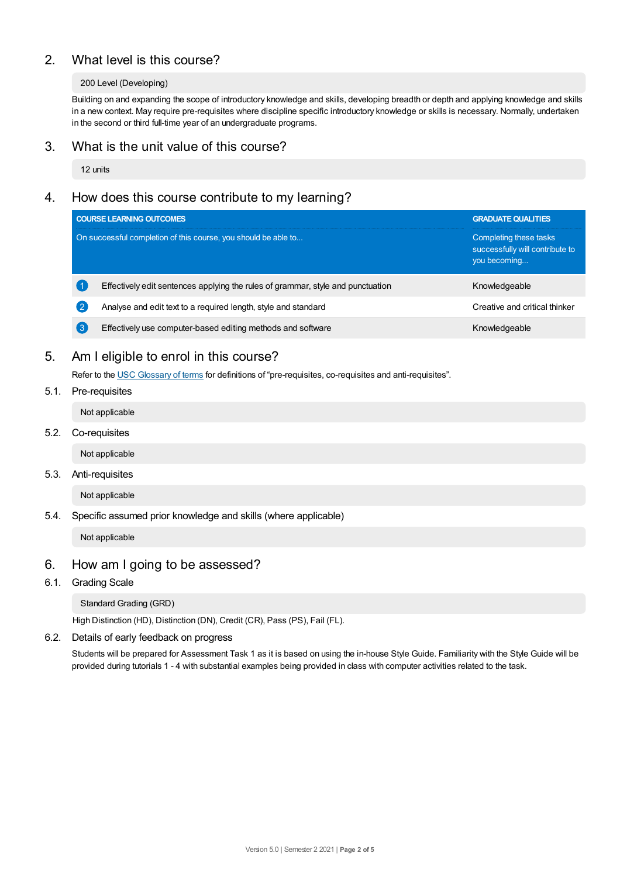## 2. What level is this course?

200 Level (Developing)

Building on and expanding the scope of introductory knowledge and skills, developing breadth or depth and applying knowledge and skills in a new context. May require pre-requisites where discipline specific introductory knowledge or skills is necessary. Normally, undertaken in the second or third full-time year of an undergraduate programs.

## 3. What is the unit value of this course?

12 units

## 4. How does this course contribute to my learning?

| | COURSE LEARNING OUTCOMES<br>On successful completion of this course, you should be able to... | GRADUATE QUALITIES<br>Completing these tasks successfully will contribute to you becoming... |
|---|---|---|
| 1 | Effectively edit sentences applying the rules of grammar, style and punctuation | Knowledgeable |
| 2 | Analyse and edit text to a required length, style and standard | Creative and critical thinker |
| 3 | Effectively use computer-based editing methods and software | Knowledgeable |

## 5. Am I eligible to enrol in this course?

Refer to the USC Glossary of terms for definitions of "pre-requisites, co-requisites and anti-requisites".

### 5.1. Pre-requisites

Not applicable

### 5.2. Co-requisites

Not applicable

### 5.3. Anti-requisites

Not applicable

### 5.4. Specific assumed prior knowledge and skills (where applicable)

Not applicable

## 6. How am I going to be assessed?

### 6.1. Grading Scale

Standard Grading (GRD)

High Distinction (HD), Distinction (DN), Credit (CR), Pass (PS), Fail (FL).

### 6.2. Details of early feedback on progress

Students will be prepared for Assessment Task 1 as it is based on using the in-house Style Guide. Familiarity with the Style Guide will be provided during tutorials 1 - 4 with substantial examples being provided in class with computer activities related to the task.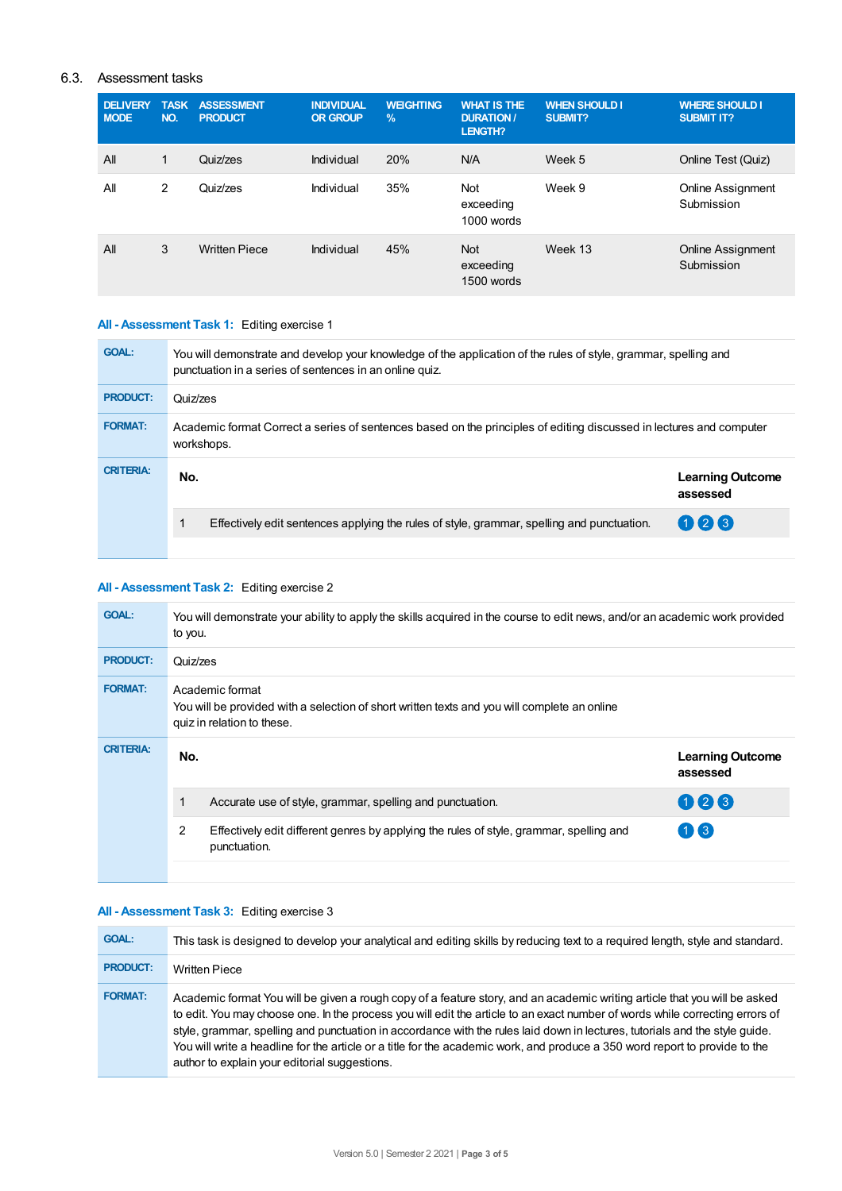## 6.3. Assessment tasks

| DELIVERY MODE | TASK NO. | ASSESSMENT PRODUCT | INDIVIDUAL OR GROUP | WEIGHTING % | WHAT IS THE DURATION / LENGTH? | WHEN SHOULD I SUBMIT? | WHERE SHOULD I SUBMIT IT? |
|---|---|---|---|---|---|---|---|
| All | 1 | Quiz/zes | Individual | 20% | N/A | Week 5 | Online Test (Quiz) |
| All | 2 | Quiz/zes | Individual | 35% | Not exceeding 1000 words | Week 9 | Online Assignment Submission |
| All | 3 | Written Piece | Individual | 45% | Not exceeding 1500 words | Week 13 | Online Assignment Submission |

### All - Assessment Task 1: Editing exercise 1

**GOAL:** You will demonstrate and develop your knowledge of the application of the rules of style, grammar, spelling and punctuation in a series of sentences in an online quiz.

**PRODUCT:** Quiz/zes

**FORMAT:** Academic format Correct a series of sentences based on the principles of editing discussed in lectures and computer workshops.

**CRITERIA:**

| No. | | Learning Outcome assessed |
|---|---|---|
| 1 | Effectively edit sentences applying the rules of style, grammar, spelling and punctuation. | 1 2 3 |

### All - Assessment Task 2: Editing exercise 2

**GOAL:** You will demonstrate your ability to apply the skills acquired in the course to edit news, and/or an academic work provided to you.

**PRODUCT:** Quiz/zes

**FORMAT:** Academic format
You will be provided with a selection of short written texts and you will complete an online quiz in relation to these.

**CRITERIA:**

| No. | | Learning Outcome assessed |
|---|---|---|
| 1 | Accurate use of style, grammar, spelling and punctuation. | 1 2 3 |
| 2 | Effectively edit different genres by applying the rules of style, grammar, spelling and punctuation. | 1 3 |

### All - Assessment Task 3: Editing exercise 3

**GOAL:** This task is designed to develop your analytical and editing skills by reducing text to a required length, style and standard.

**PRODUCT:** Written Piece

**FORMAT:** Academic format You will be given a rough copy of a feature story, and an academic writing article that you will be asked to edit. You may choose one. In the process you will edit the article to an exact number of words while correcting errors of style, grammar, spelling and punctuation in accordance with the rules laid down in lectures, tutorials and the style guide. You will write a headline for the article or a title for the academic work, and produce a 350 word report to provide to the author to explain your editorial suggestions.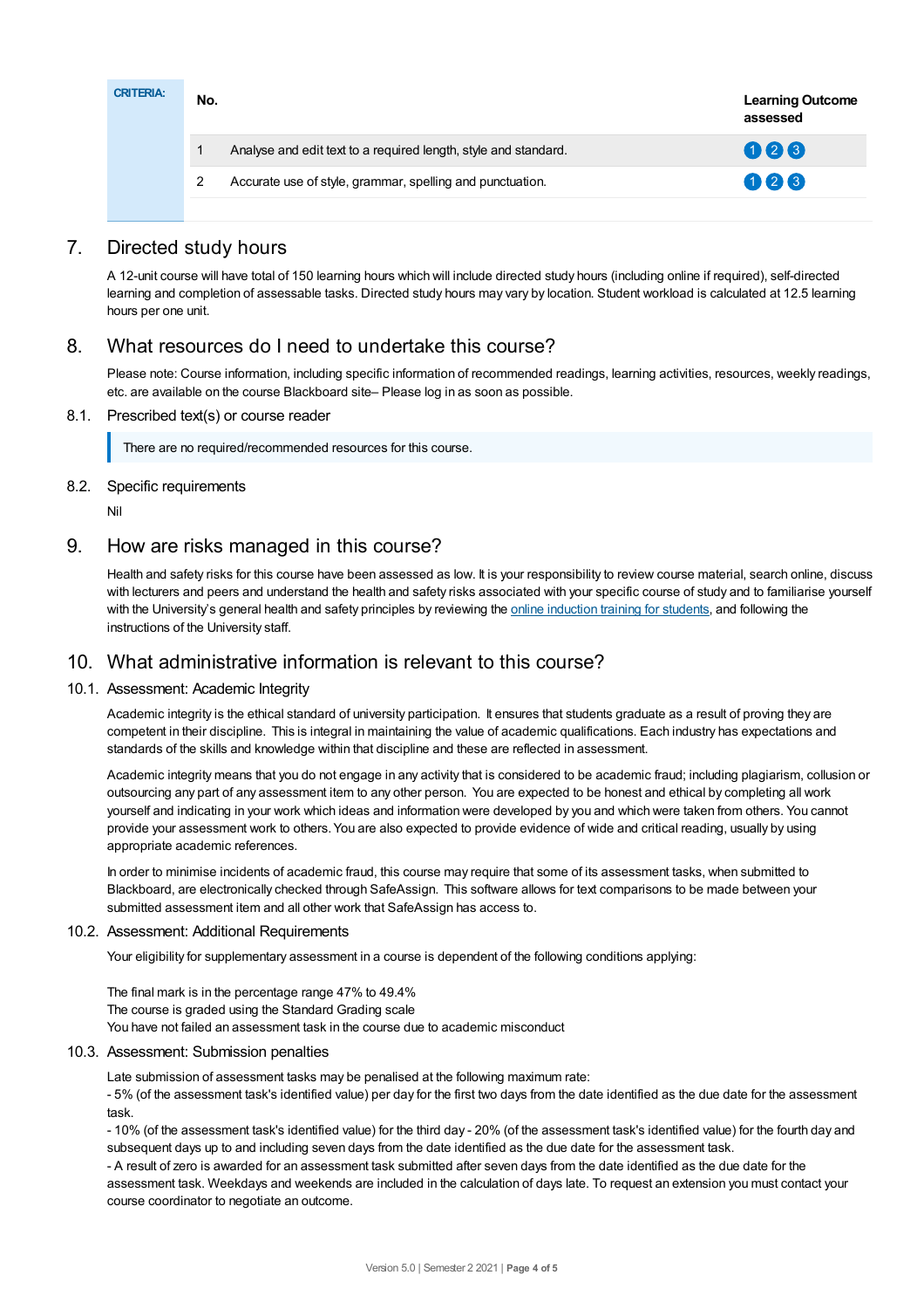**CRITERIA:**

| No. | | Learning Outcome assessed |
|---|---|---|
| 1 | Analyse and edit text to a required length, style and standard. | 1 2 3 |
| 2 | Accurate use of style, grammar, spelling and punctuation. | 1 2 3 |

## 7. Directed study hours

A 12-unit course will have total of 150 learning hours which will include directed study hours (including online if required), self-directed learning and completion of assessable tasks. Directed study hours may vary by location. Student workload is calculated at 12.5 learning hours per one unit.

## 8. What resources do I need to undertake this course?

Please note: Course information, including specific information of recommended readings, learning activities, resources, weekly readings, etc. are available on the course Blackboard site– Please log in as soon as possible.

### 8.1. Prescribed text(s) or course reader

> There are no required/recommended resources for this course.

### 8.2. Specific requirements

Nil

## 9. How are risks managed in this course?

Health and safety risks for this course have been assessed as low. It is your responsibility to review course material, search online, discuss with lecturers and peers and understand the health and safety risks associated with your specific course of study and to familiarise yourself with the University's general health and safety principles by reviewing the online induction training for students, and following the instructions of the University staff.

## 10. What administrative information is relevant to this course?

### 10.1. Assessment: Academic Integrity

Academic integrity is the ethical standard of university participation. It ensures that students graduate as a result of proving they are competent in their discipline. This is integral in maintaining the value of academic qualifications. Each industry has expectations and standards of the skills and knowledge within that discipline and these are reflected in assessment.

Academic integrity means that you do not engage in any activity that is considered to be academic fraud; including plagiarism, collusion or outsourcing any part of any assessment item to any other person. You are expected to be honest and ethical by completing all work yourself and indicating in your work which ideas and information were developed by you and which were taken from others. You cannot provide your assessment work to others. You are also expected to provide evidence of wide and critical reading, usually by using appropriate academic references.

In order to minimise incidents of academic fraud, this course may require that some of its assessment tasks, when submitted to Blackboard, are electronically checked through SafeAssign. This software allows for text comparisons to be made between your submitted assessment item and all other work that SafeAssign has access to.

### 10.2. Assessment: Additional Requirements

Your eligibility for supplementary assessment in a course is dependent of the following conditions applying:

The final mark is in the percentage range 47% to 49.4%
The course is graded using the Standard Grading scale
You have not failed an assessment task in the course due to academic misconduct

### 10.3. Assessment: Submission penalties

Late submission of assessment tasks may be penalised at the following maximum rate:
- 5% (of the assessment task's identified value) per day for the first two days from the date identified as the due date for the assessment task.
- 10% (of the assessment task's identified value) for the third day - 20% (of the assessment task's identified value) for the fourth day and subsequent days up to and including seven days from the date identified as the due date for the assessment task.
- A result of zero is awarded for an assessment task submitted after seven days from the date identified as the due date for the assessment task. Weekdays and weekends are included in the calculation of days late. To request an extension you must contact your course coordinator to negotiate an outcome.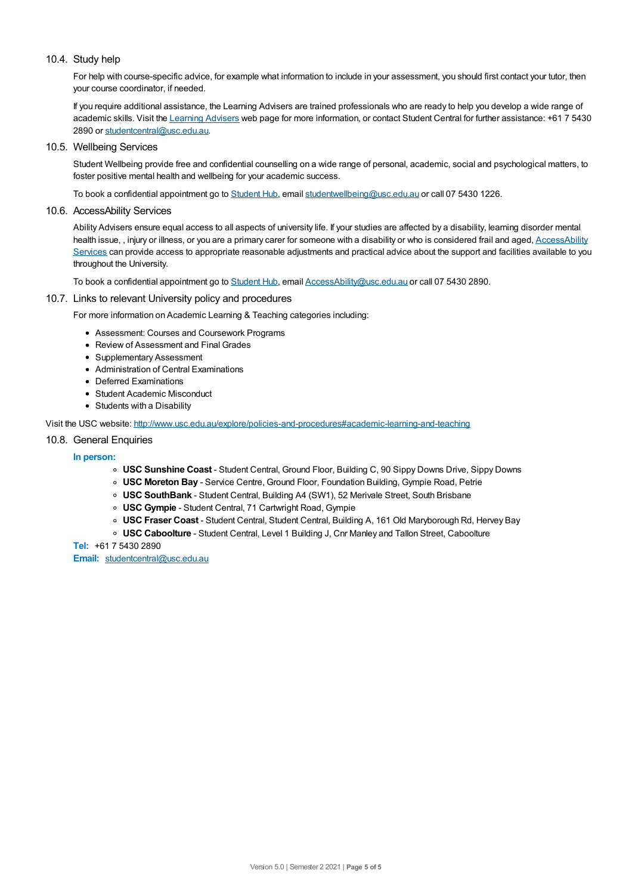### 10.4. Study help

For help with course-specific advice, for example what information to include in your assessment, you should first contact your tutor, then your course coordinator, if needed.

If you require additional assistance, the Learning Advisers are trained professionals who are ready to help you develop a wide range of academic skills. Visit the Learning Advisers web page for more information, or contact Student Central for further assistance: +61 7 5430 2890 or studentcentral@usc.edu.au.

### 10.5. Wellbeing Services

Student Wellbeing provide free and confidential counselling on a wide range of personal, academic, social and psychological matters, to foster positive mental health and wellbeing for your academic success.

To book a confidential appointment go to Student Hub, email studentwellbeing@usc.edu.au or call 07 5430 1226.

### 10.6. AccessAbility Services

Ability Advisers ensure equal access to all aspects of university life. If your studies are affected by a disability, learning disorder mental health issue, , injury or illness, or you are a primary carer for someone with a disability or who is considered frail and aged, AccessAbility Services can provide access to appropriate reasonable adjustments and practical advice about the support and facilities available to you throughout the University.

To book a confidential appointment go to Student Hub, email AccessAbility@usc.edu.au or call 07 5430 2890.

### 10.7. Links to relevant University policy and procedures

For more information on Academic Learning & Teaching categories including:

- Assessment: Courses and Coursework Programs
- Review of Assessment and Final Grades
- Supplementary Assessment
- Administration of Central Examinations
- Deferred Examinations
- Student Academic Misconduct
- Students with a Disability

Visit the USC website: http://www.usc.edu.au/explore/policies-and-procedures#academic-learning-and-teaching

### 10.8. General Enquiries

**In person:**

- **USC Sunshine Coast** - Student Central, Ground Floor, Building C, 90 Sippy Downs Drive, Sippy Downs
- **USC Moreton Bay** - Service Centre, Ground Floor, Foundation Building, Gympie Road, Petrie
- **USC SouthBank** - Student Central, Building A4 (SW1), 52 Merivale Street, South Brisbane
- **USC Gympie** - Student Central, 71 Cartwright Road, Gympie
- **USC Fraser Coast** - Student Central, Student Central, Building A, 161 Old Maryborough Rd, Hervey Bay
- **USC Caboolture** - Student Central, Level 1 Building J, Cnr Manley and Tallon Street, Caboolture

**Tel:** +61 7 5430 2890

**Email:** studentcentral@usc.edu.au